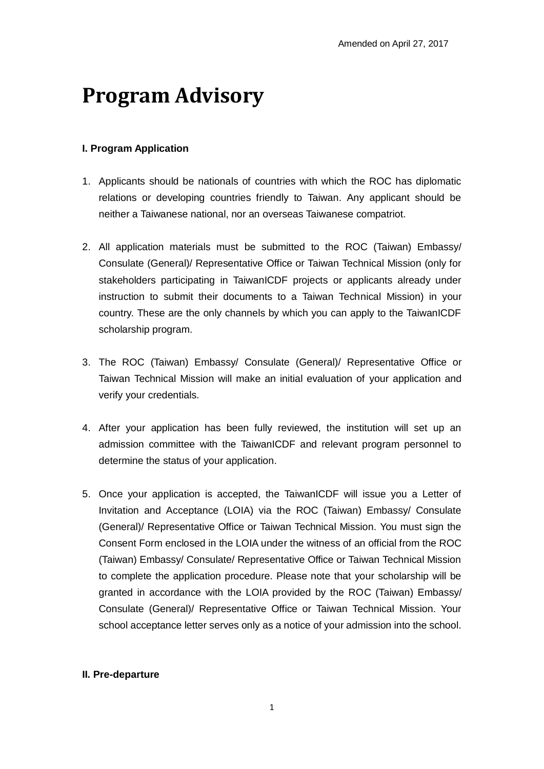Amended on April 27, 2017

# Program Advisory

**I. Program Application**

1. Applicants should be nationals of countries with which the ROC has diplomatic relations or developing countries friendly to Taiwan. Any applicant should be neither a Taiwanese national, nor an overseas Taiwanese compatriot.

2. All application materials must be submitted to the ROC (Taiwan) Embassy/ Consulate (General)/ Representative Office or Taiwan Technical Mission (only for stakeholders participating in TaiwanICDF projects or applicants already under instruction to submit their documents to a Taiwan Technical Mission) in your country. These are the only channels by which you can apply to the TaiwanICDF scholarship program.

3. The ROC (Taiwan) Embassy/ Consulate (General)/ Representative Office or Taiwan Technical Mission will make an initial evaluation of your application and verify your credentials.

4. After your application has been fully reviewed, the institution will set up an admission committee with the TaiwanICDF and relevant program personnel to determine the status of your application.

5. Once your application is accepted, the TaiwanICDF will issue you a Letter of Invitation and Acceptance (LOIA) via the ROC (Taiwan) Embassy/ Consulate (General)/ Representative Office or Taiwan Technical Mission. You must sign the Consent Form enclosed in the LOIA under the witness of an official from the ROC (Taiwan) Embassy/ Consulate/ Representative Office or Taiwan Technical Mission to complete the application procedure. Please note that your scholarship will be granted in accordance with the LOIA provided by the ROC (Taiwan) Embassy/ Consulate (General)/ Representative Office or Taiwan Technical Mission. Your school acceptance letter serves only as a notice of your admission into the school.

**II. Pre-departure**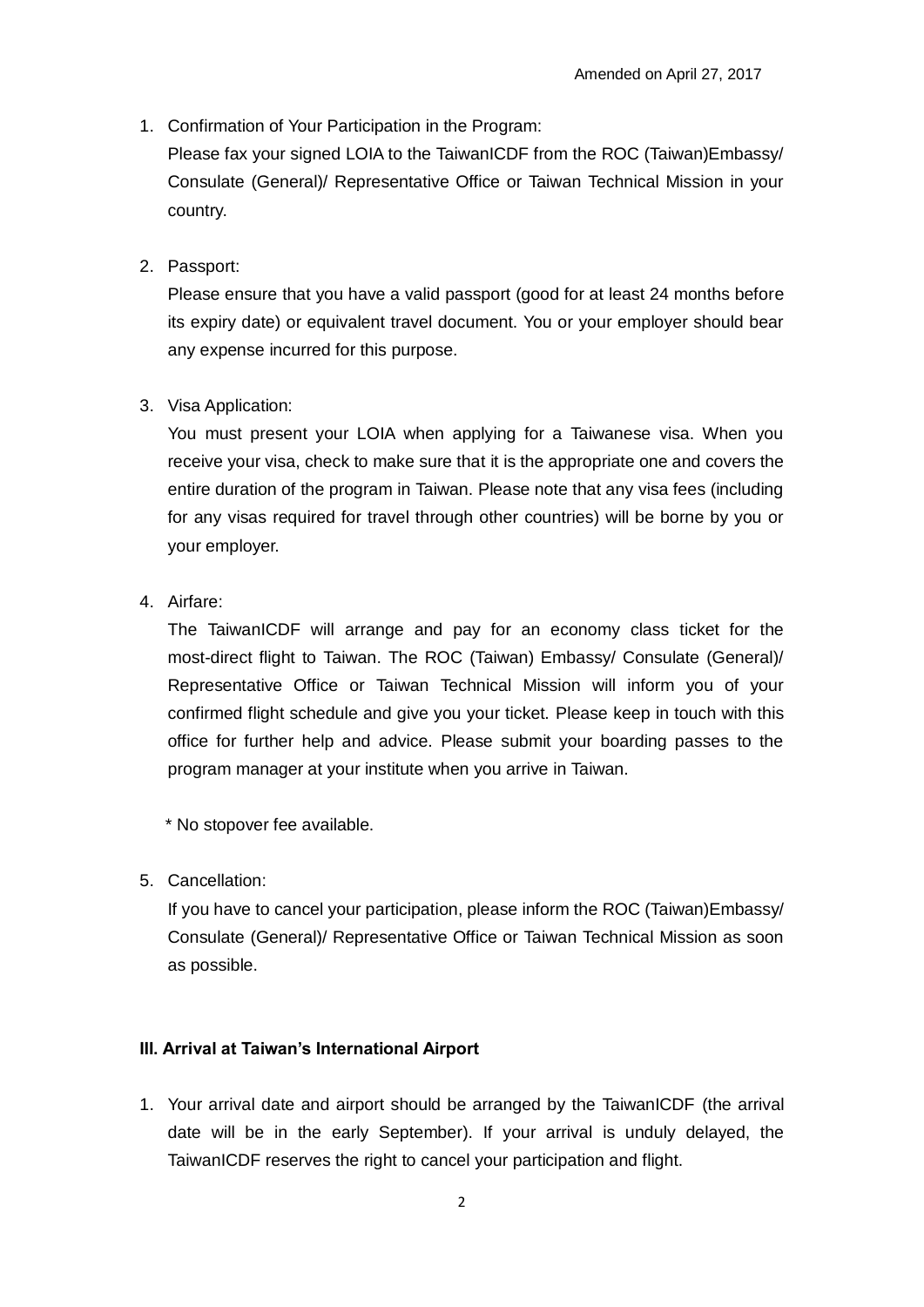Amended on April 27, 2017

1. Confirmation of Your Participation in the Program:
   Please fax your signed LOIA to the TaiwanICDF from the ROC (Taiwan)Embassy/ Consulate (General)/ Representative Office or Taiwan Technical Mission in your country.

2. Passport:
   Please ensure that you have a valid passport (good for at least 24 months before its expiry date) or equivalent travel document. You or your employer should bear any expense incurred for this purpose.

3. Visa Application:
   You must present your LOIA when applying for a Taiwanese visa. When you receive your visa, check to make sure that it is the appropriate one and covers the entire duration of the program in Taiwan. Please note that any visa fees (including for any visas required for travel through other countries) will be borne by you or your employer.

4. Airfare:
   The TaiwanICDF will arrange and pay for an economy class ticket for the most-direct flight to Taiwan. The ROC (Taiwan) Embassy/ Consulate (General)/ Representative Office or Taiwan Technical Mission will inform you of your confirmed flight schedule and give you your ticket. Please keep in touch with this office for further help and advice. Please submit your boarding passes to the program manager at your institute when you arrive in Taiwan.

   * No stopover fee available.

5. Cancellation:
   If you have to cancel your participation, please inform the ROC (Taiwan)Embassy/ Consulate (General)/ Representative Office or Taiwan Technical Mission as soon as possible.

### III. Arrival at Taiwan's International Airport

1. Your arrival date and airport should be arranged by the TaiwanICDF (the arrival date will be in the early September). If your arrival is unduly delayed, the TaiwanICDF reserves the right to cancel your participation and flight.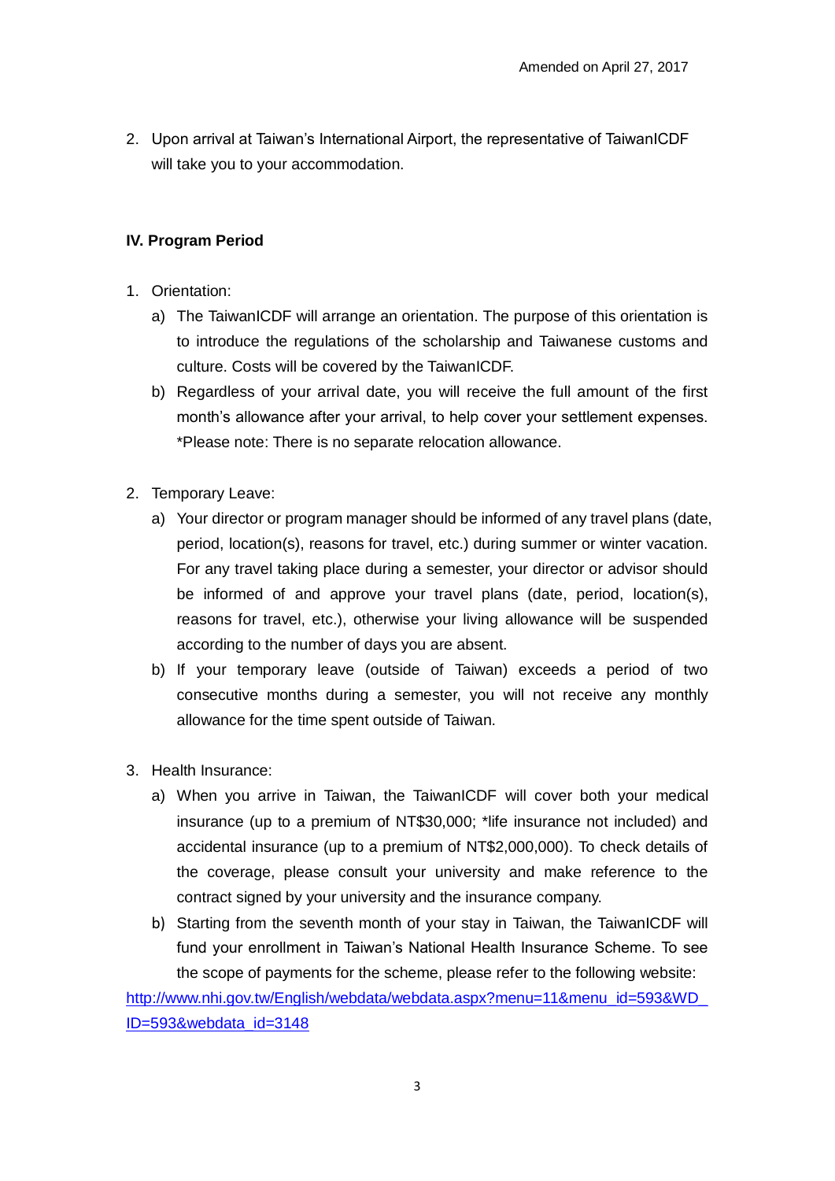2. Upon arrival at Taiwan's International Airport, the representative of TaiwanICDF will take you to your accommodation.

**IV. Program Period**

1. Orientation:
   a) The TaiwanICDF will arrange an orientation. The purpose of this orientation is to introduce the regulations of the scholarship and Taiwanese customs and culture. Costs will be covered by the TaiwanICDF.
   b) Regardless of your arrival date, you will receive the full amount of the first month's allowance after your arrival, to help cover your settlement expenses. *Please note: There is no separate relocation allowance.

2. Temporary Leave:
   a) Your director or program manager should be informed of any travel plans (date, period, location(s), reasons for travel, etc.) during summer or winter vacation. For any travel taking place during a semester, your director or advisor should be informed of and approve your travel plans (date, period, location(s), reasons for travel, etc.), otherwise your living allowance will be suspended according to the number of days you are absent.
   b) If your temporary leave (outside of Taiwan) exceeds a period of two consecutive months during a semester, you will not receive any monthly allowance for the time spent outside of Taiwan.

3. Health Insurance:
   a) When you arrive in Taiwan, the TaiwanICDF will cover both your medical insurance (up to a premium of NT$30,000; *life insurance not included) and accidental insurance (up to a premium of NT$2,000,000). To check details of the coverage, please consult your university and make reference to the contract signed by your university and the insurance company.
   b) Starting from the seventh month of your stay in Taiwan, the TaiwanICDF will fund your enrollment in Taiwan's National Health Insurance Scheme. To see the scope of payments for the scheme, please refer to the following website: http://www.nhi.gov.tw/English/webdata/webdata.aspx?menu=11&menu_id=593&WD_ID=593&webdata_id=3148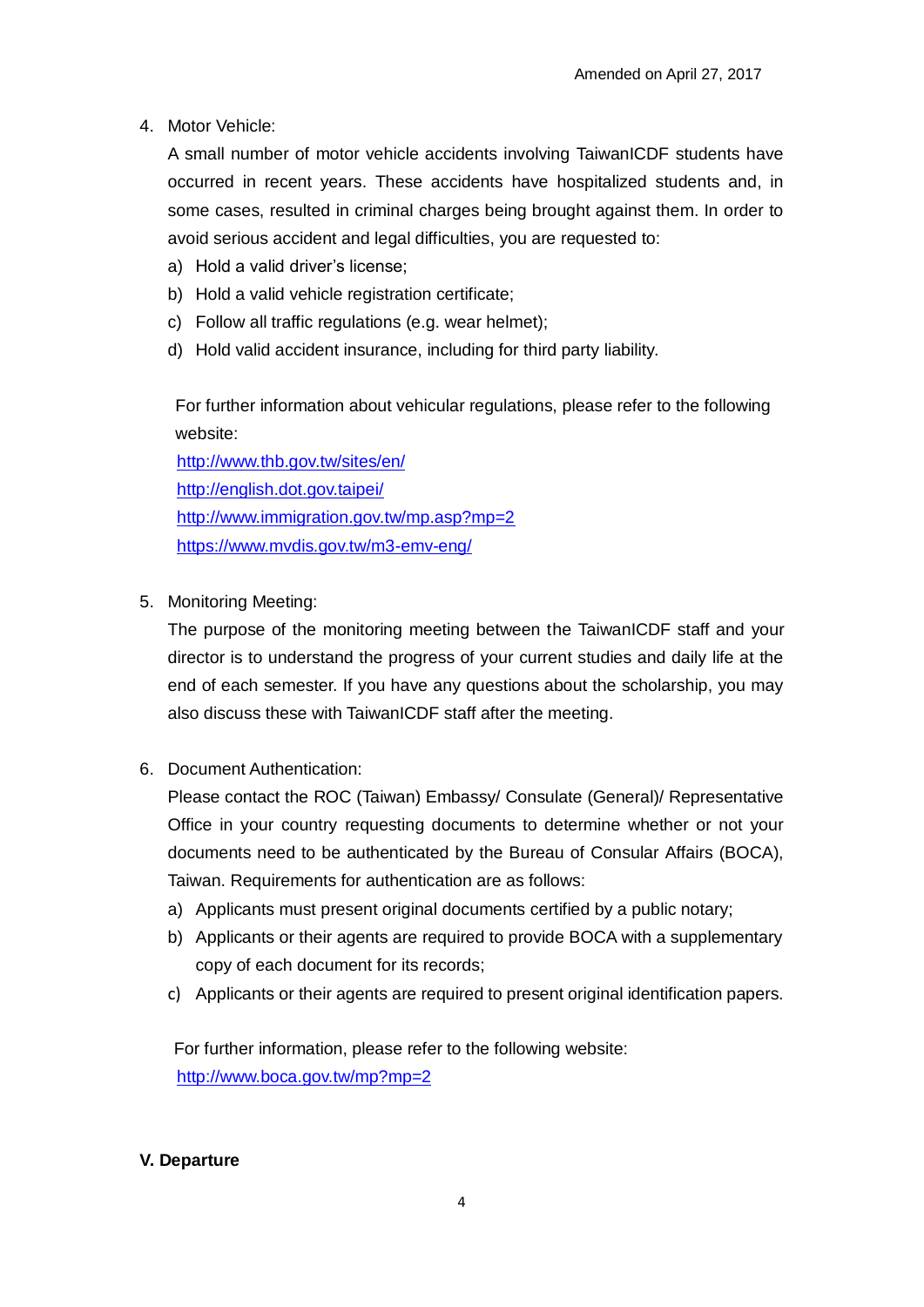Amended on April 27, 2017

4. Motor Vehicle:

   A small number of motor vehicle accidents involving TaiwanICDF students have occurred in recent years. These accidents have hospitalized students and, in some cases, resulted in criminal charges being brought against them. In order to avoid serious accident and legal difficulties, you are requested to:

   a) Hold a valid driver's license;
   b) Hold a valid vehicle registration certificate;
   c) Follow all traffic regulations (e.g. wear helmet);
   d) Hold valid accident insurance, including for third party liability.

   For further information about vehicular regulations, please refer to the following website:

   http://www.thb.gov.tw/sites/en/
   http://english.dot.gov.taipei/
   http://www.immigration.gov.tw/mp.asp?mp=2
   https://www.mvdis.gov.tw/m3-emv-eng/

5. Monitoring Meeting:

   The purpose of the monitoring meeting between the TaiwanICDF staff and your director is to understand the progress of your current studies and daily life at the end of each semester. If you have any questions about the scholarship, you may also discuss these with TaiwanICDF staff after the meeting.

6. Document Authentication:

   Please contact the ROC (Taiwan) Embassy/ Consulate (General)/ Representative Office in your country requesting documents to determine whether or not your documents need to be authenticated by the Bureau of Consular Affairs (BOCA), Taiwan. Requirements for authentication are as follows:

   a) Applicants must present original documents certified by a public notary;
   b) Applicants or their agents are required to provide BOCA with a supplementary copy of each document for its records;
   c) Applicants or their agents are required to present original identification papers.

   For further information, please refer to the following website:
   http://www.boca.gov.tw/mp?mp=2

**V. Departure**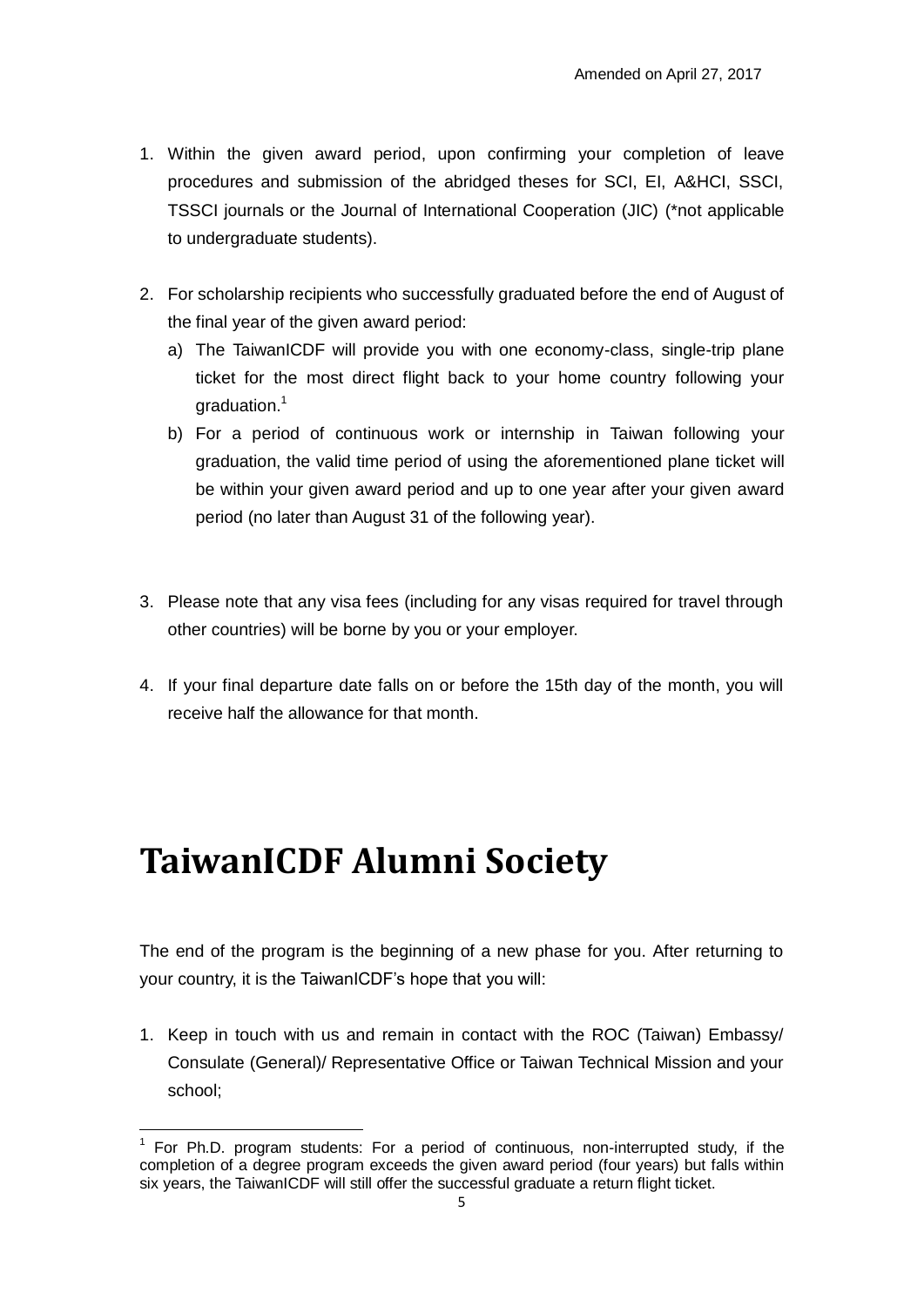Amended on April 27, 2017

1. Within the given award period, upon confirming your completion of leave procedures and submission of the abridged theses for SCI, EI, A&HCI, SSCI, TSSCI journals or the Journal of International Cooperation (JIC) (*not applicable to undergraduate students).

2. For scholarship recipients who successfully graduated before the end of August of the final year of the given award period:
   a) The TaiwanICDF will provide you with one economy-class, single-trip plane ticket for the most direct flight back to your home country following your graduation.[1]
   b) For a period of continuous work or internship in Taiwan following your graduation, the valid time period of using the aforementioned plane ticket will be within your given award period and up to one year after your given award period (no later than August 31 of the following year).

3. Please note that any visa fees (including for any visas required for travel through other countries) will be borne by you or your employer.

4. If your final departure date falls on or before the 15th day of the month, you will receive half the allowance for that month.

# TaiwanICDF Alumni Society

The end of the program is the beginning of a new phase for you. After returning to your country, it is the TaiwanICDF's hope that you will:

1. Keep in touch with us and remain in contact with the ROC (Taiwan) Embassy/ Consulate (General)/ Representative Office or Taiwan Technical Mission and your school;

[1] For Ph.D. program students: For a period of continuous, non-interrupted study, if the completion of a degree program exceeds the given award period (four years) but falls within six years, the TaiwanICDF will still offer the successful graduate a return flight ticket.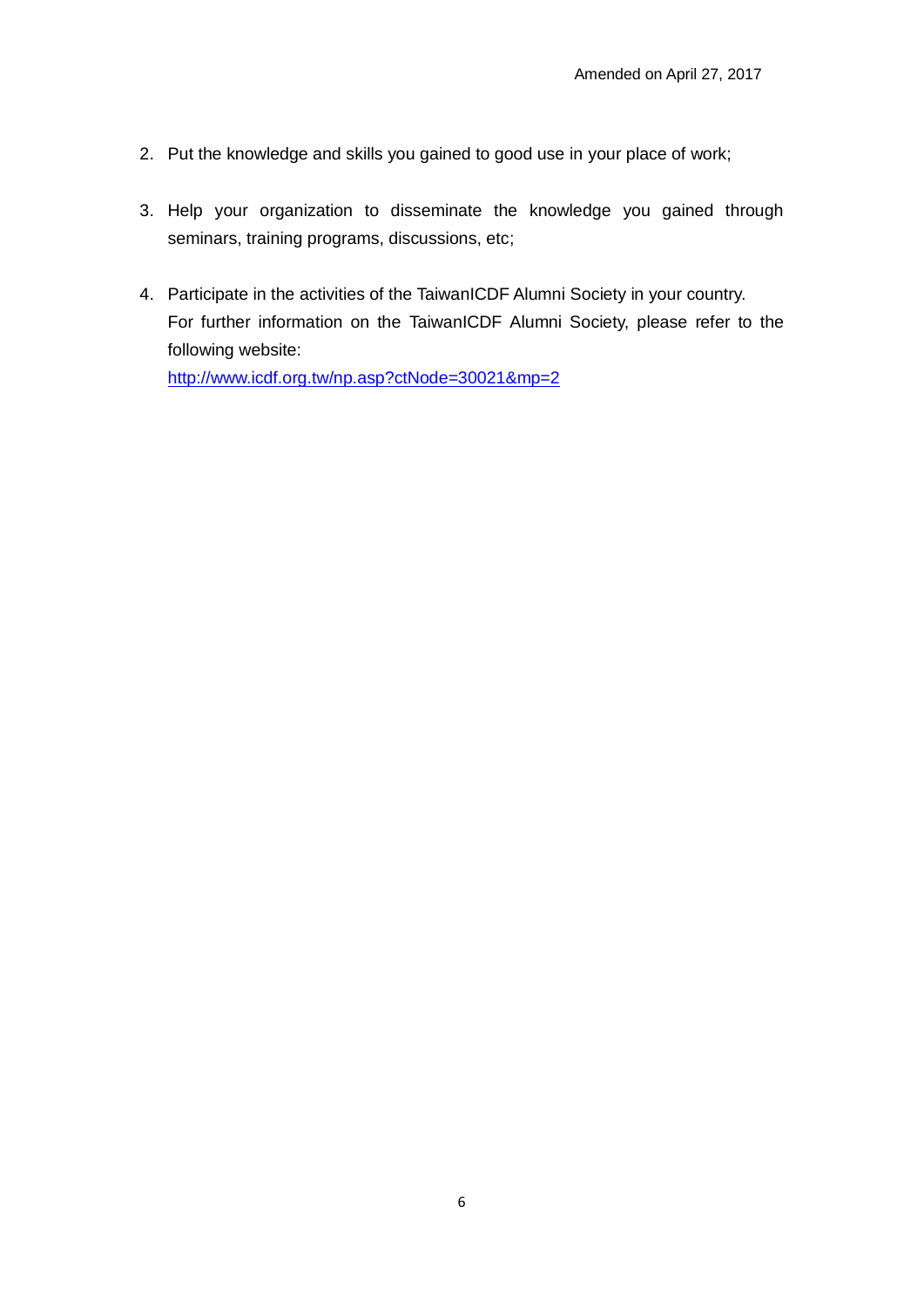Amended on April 27, 2017

2. Put the knowledge and skills you gained to good use in your place of work;

3. Help your organization to disseminate the knowledge you gained through seminars, training programs, discussions, etc;

4. Participate in the activities of the TaiwanICDF Alumni Society in your country.
   For further information on the TaiwanICDF Alumni Society, please refer to the following website:
   http://www.icdf.org.tw/np.asp?ctNode=30021&mp=2